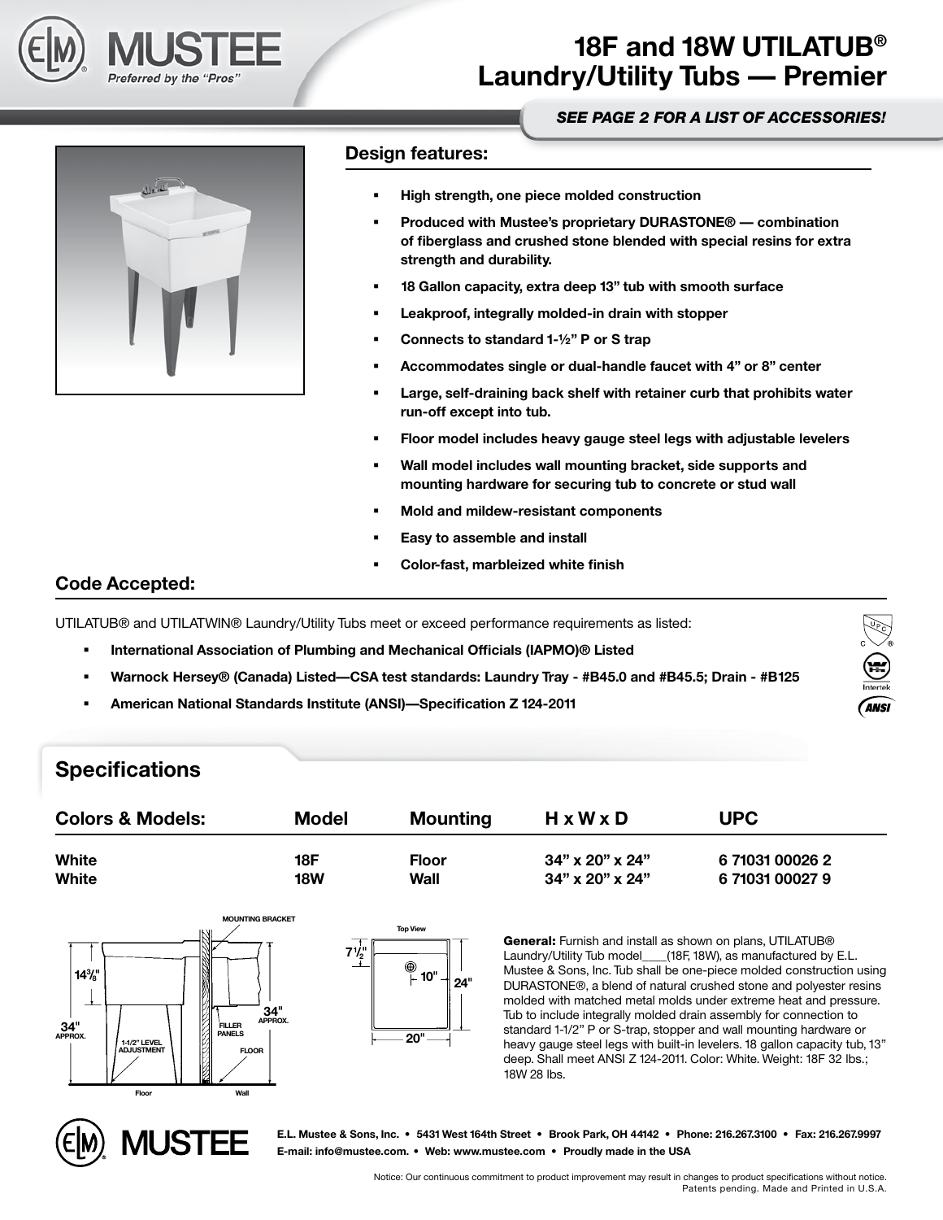# 18F and 18W UTILATUB® Laundry/Utility Tubs — Premier

MUSTEE
*Preferred by the "Pros"*

***SEE PAGE 2 FOR A LIST OF ACCESSORIES!***

## Design features:

- **High strength, one piece molded construction**
- **Produced with Mustee's proprietary DURASTONE® — combination of fiberglass and crushed stone blended with special resins for extra strength and durability.**
- **18 Gallon capacity, extra deep 13" tub with smooth surface**
- **Leakproof, integrally molded-in drain with stopper**
- **Connects to standard 1-½" P or S trap**
- **Accommodates single or dual-handle faucet with 4" or 8" center**
- **Large, self-draining back shelf with retainer curb that prohibits water run-off except into tub.**
- **Floor model includes heavy gauge steel legs with adjustable levelers**
- **Wall model includes wall mounting bracket, side supports and mounting hardware for securing tub to concrete or stud wall**
- **Mold and mildew-resistant components**
- **Easy to assemble and install**
- **Color-fast, marbleized white finish**

## Code Accepted:

UTILATUB® and UTILATWIN® Laundry/Utility Tubs meet or exceed performance requirements as listed:

- **International Association of Plumbing and Mechanical Officials (IAPMO)® Listed**
- **Warnock Hersey® (Canada) Listed—CSA test standards: Laundry Tray - #B45.0 and #B45.5; Drain - #B125**
- **American National Standards Institute (ANSI)—Specification Z 124-2011**

## Specifications

| Colors & Models: | Model | Mounting | H x W x D | UPC |
|---|---|---|---|---|
| White | 18F | Floor | 34" x 20" x 24" | 6 71031 00026 2 |
| White | 18W | Wall | 34" x 20" x 24" | 6 71031 00027 9 |

MOUNTING BRACKET · 14⅜" · 34" APPROX. · 1-1/2" LEVEL ADJUSTMENT · FILLER PANELS · 34" APPROX. · FLOOR · Floor · Wall

Top View · 7½" · 10" · 24" · 20"

**General:** Furnish and install as shown on plans, UTILATUB® Laundry/Utility Tub model____(18F, 18W), as manufactured by E.L. Mustee & Sons, Inc. Tub shall be one-piece molded construction using DURASTONE®, a blend of natural crushed stone and polyester resins molded with matched metal molds under extreme heat and pressure. Tub to include integrally molded drain assembly for connection to standard 1-1/2" P or S-trap, stopper and wall mounting hardware or heavy gauge steel legs with built-in levelers. 18 gallon capacity tub, 13" deep. Shall meet ANSI Z 124-2011. Color: White. Weight: 18F 32 lbs.; 18W 28 lbs.

MUSTEE

**E.L. Mustee & Sons, Inc. • 5431 West 164th Street • Brook Park, OH 44142 • Phone: 216.267.3100 • Fax: 216.267.9997**
**E-mail: info@mustee.com. • Web: www.mustee.com • Proudly made in the USA**

Notice: Our continuous commitment to product improvement may result in changes to product specifications without notice.
Patents pending. Made and Printed in U.S.A.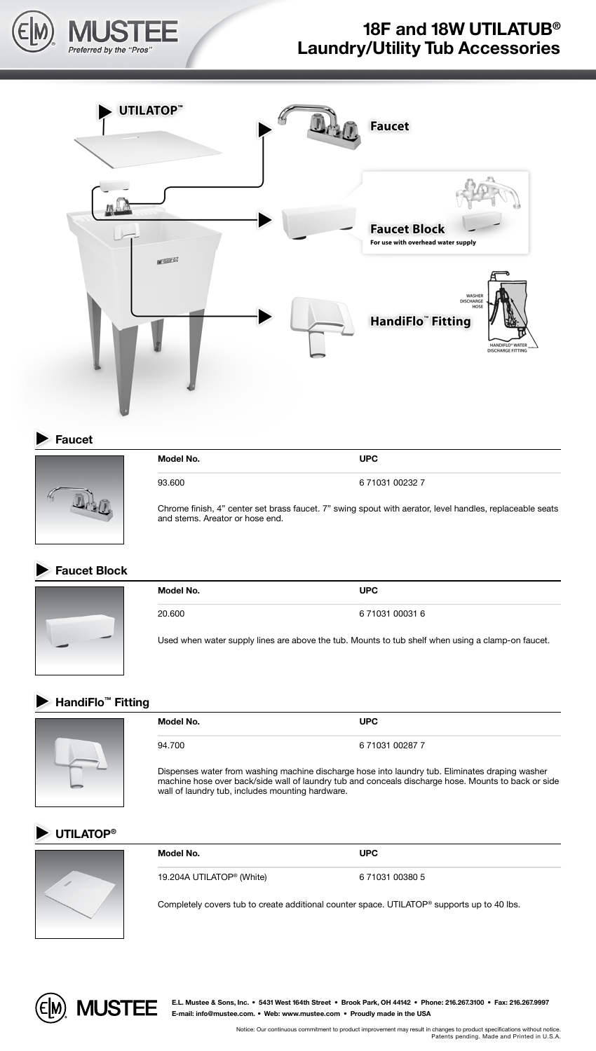# 18F and 18W UTILATUB® Laundry/Utility Tub Accessories

UTILATOP™

Faucet

Faucet Block
For use with overhead water supply

HandiFlo™ Fitting

WASHER DISCHARGE HOSE

HANDIFLO® WATER DISCHARGE FITTING

## Faucet

| Model No. | UPC |
| --- | --- |
| 93.600 | 6 71031 00232 7 |

Chrome finish, 4" center set brass faucet. 7" swing spout with aerator, level handles, replaceable seats and stems. Areator or hose end.

## Faucet Block

| Model No. | UPC |
| --- | --- |
| 20.600 | 6 71031 00031 6 |

Used when water supply lines are above the tub. Mounts to tub shelf when using a clamp-on faucet.

## HandiFlo™ Fitting

| Model No. | UPC |
| --- | --- |
| 94.700 | 6 71031 00287 7 |

Dispenses water from washing machine discharge hose into laundry tub. Eliminates draping washer machine hose over back/side wall of laundry tub and conceals discharge hose. Mounts to back or side wall of laundry tub, includes mounting hardware.

## UTILATOP®

| Model No. | UPC |
| --- | --- |
| 19.204A UTILATOP® (White) | 6 71031 00380 5 |

Completely covers tub to create additional counter space. UTILATOP® supports up to 40 lbs.

**E.L. Mustee & Sons, Inc. • 5431 West 164th Street • Brook Park, OH 44142 • Phone: 216.267.3100 • Fax: 216.267.9997**
**E-mail: info@mustee.com. • Web: www.mustee.com • Proudly made in the USA**

Notice: Our continuous commitment to product improvement may result in changes to product specifications without notice. Patents pending. Made and Printed in U.S.A.